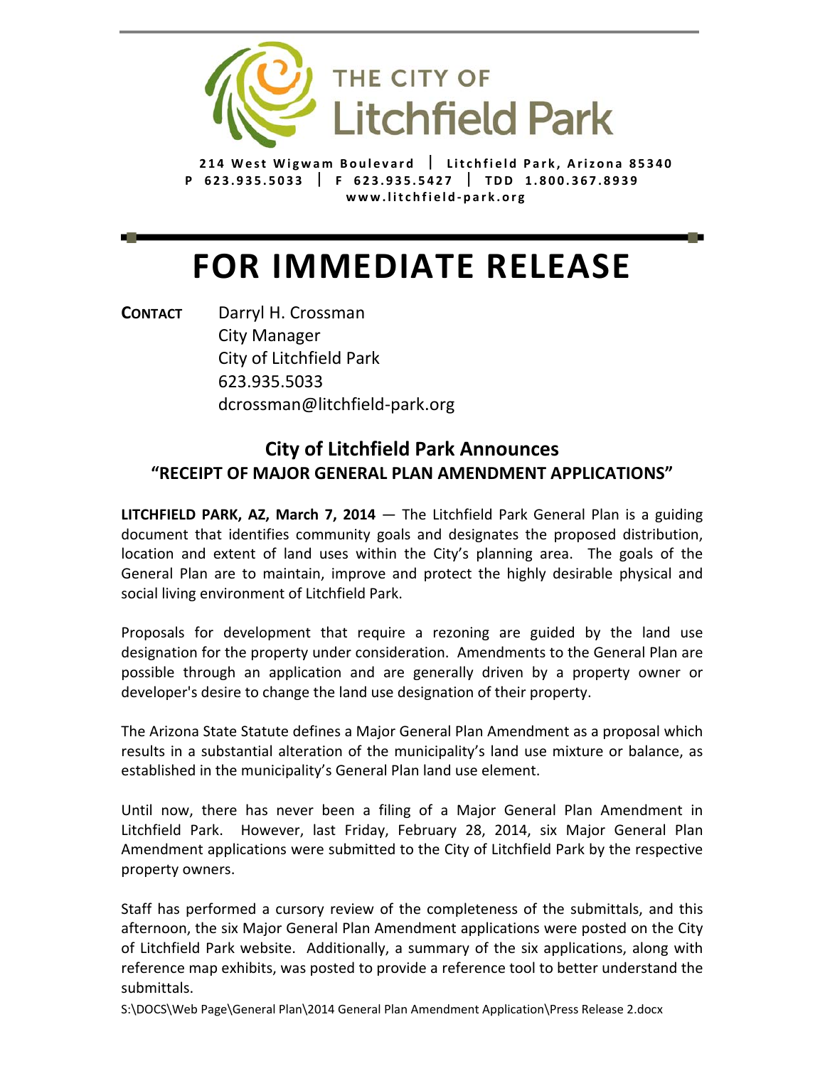THE CITY OF
Litchfield Park

214 West Wigwam Boulevard | Litchfield Park, Arizona 85340
P 623.935.5033 | F 623.935.5427 | TDD 1.800.367.8939
www.litchfield-park.org

# FOR IMMEDIATE RELEASE

**CONTACT** Darryl H. Crossman
City Manager
City of Litchfield Park
623.935.5033
dcrossman@litchfield-park.org

## City of Litchfield Park Announces
### "RECEIPT OF MAJOR GENERAL PLAN AMENDMENT APPLICATIONS"

**LITCHFIELD PARK, AZ, March 7, 2014** — The Litchfield Park General Plan is a guiding document that identifies community goals and designates the proposed distribution, location and extent of land uses within the City's planning area. The goals of the General Plan are to maintain, improve and protect the highly desirable physical and social living environment of Litchfield Park.

Proposals for development that require a rezoning are guided by the land use designation for the property under consideration. Amendments to the General Plan are possible through an application and are generally driven by a property owner or developer's desire to change the land use designation of their property.

The Arizona State Statute defines a Major General Plan Amendment as a proposal which results in a substantial alteration of the municipality's land use mixture or balance, as established in the municipality's General Plan land use element.

Until now, there has never been a filing of a Major General Plan Amendment in Litchfield Park. However, last Friday, February 28, 2014, six Major General Plan Amendment applications were submitted to the City of Litchfield Park by the respective property owners.

Staff has performed a cursory review of the completeness of the submittals, and this afternoon, the six Major General Plan Amendment applications were posted on the City of Litchfield Park website. Additionally, a summary of the six applications, along with reference map exhibits, was posted to provide a reference tool to better understand the submittals.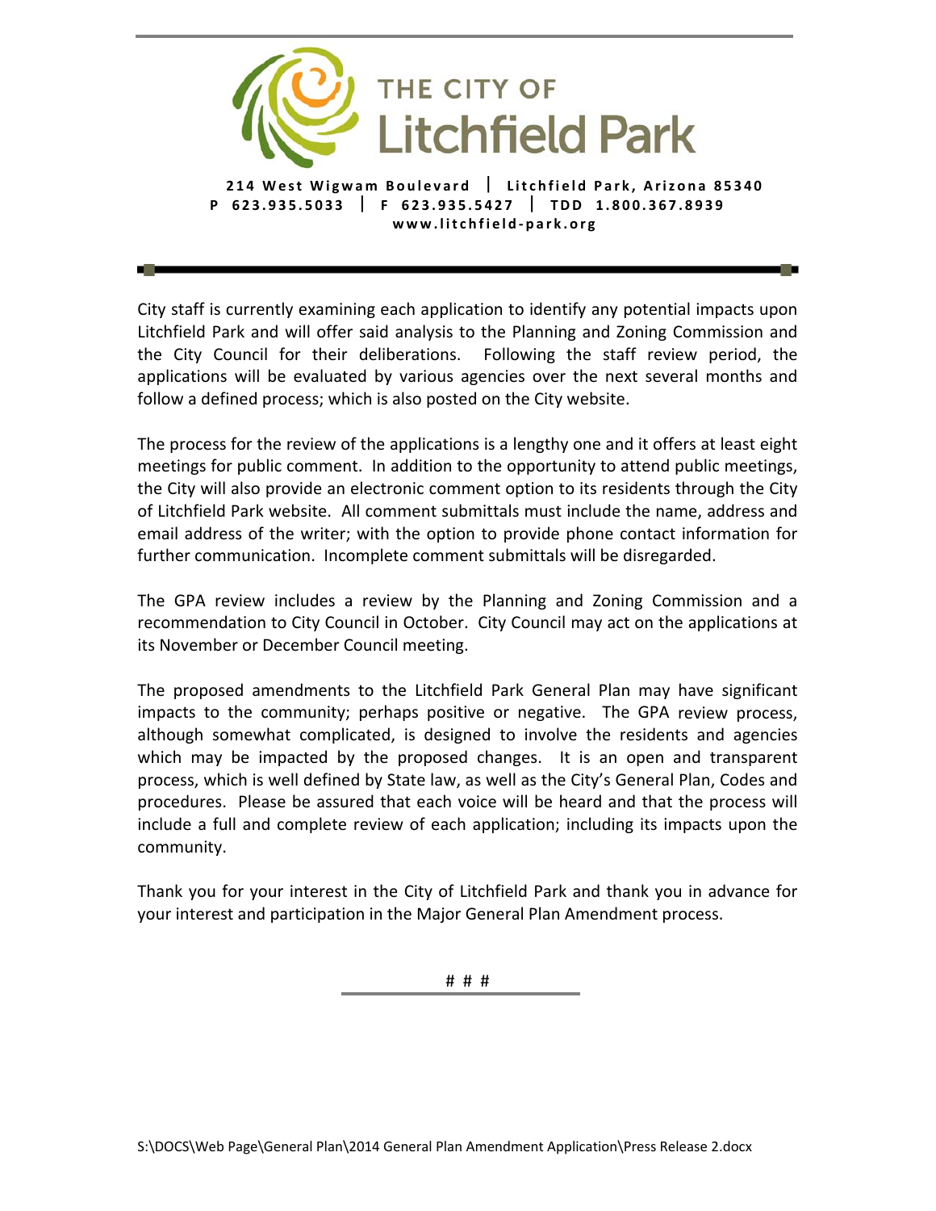THE CITY OF

Litchfield Park

214 West Wigwam Boulevard | Litchfield Park, Arizona 85340
P 623.935.5033 | F 623.935.5427 | TDD 1.800.367.8939
www.litchfield-park.org

City staff is currently examining each application to identify any potential impacts upon Litchfield Park and will offer said analysis to the Planning and Zoning Commission and the City Council for their deliberations. Following the staff review period, the applications will be evaluated by various agencies over the next several months and follow a defined process; which is also posted on the City website.

The process for the review of the applications is a lengthy one and it offers at least eight meetings for public comment. In addition to the opportunity to attend public meetings, the City will also provide an electronic comment option to its residents through the City of Litchfield Park website. All comment submittals must include the name, address and email address of the writer; with the option to provide phone contact information for further communication. Incomplete comment submittals will be disregarded.

The GPA review includes a review by the Planning and Zoning Commission and a recommendation to City Council in October. City Council may act on the applications at its November or December Council meeting.

The proposed amendments to the Litchfield Park General Plan may have significant impacts to the community; perhaps positive or negative. The GPA review process, although somewhat complicated, is designed to involve the residents and agencies which may be impacted by the proposed changes. It is an open and transparent process, which is well defined by State law, as well as the City's General Plan, Codes and procedures. Please be assured that each voice will be heard and that the process will include a full and complete review of each application; including its impacts upon the community.

Thank you for your interest in the City of Litchfield Park and thank you in advance for your interest and participation in the Major General Plan Amendment process.

# # #

S:\DOCS\Web Page\General Plan\2014 General Plan Amendment Application\Press Release 2.docx